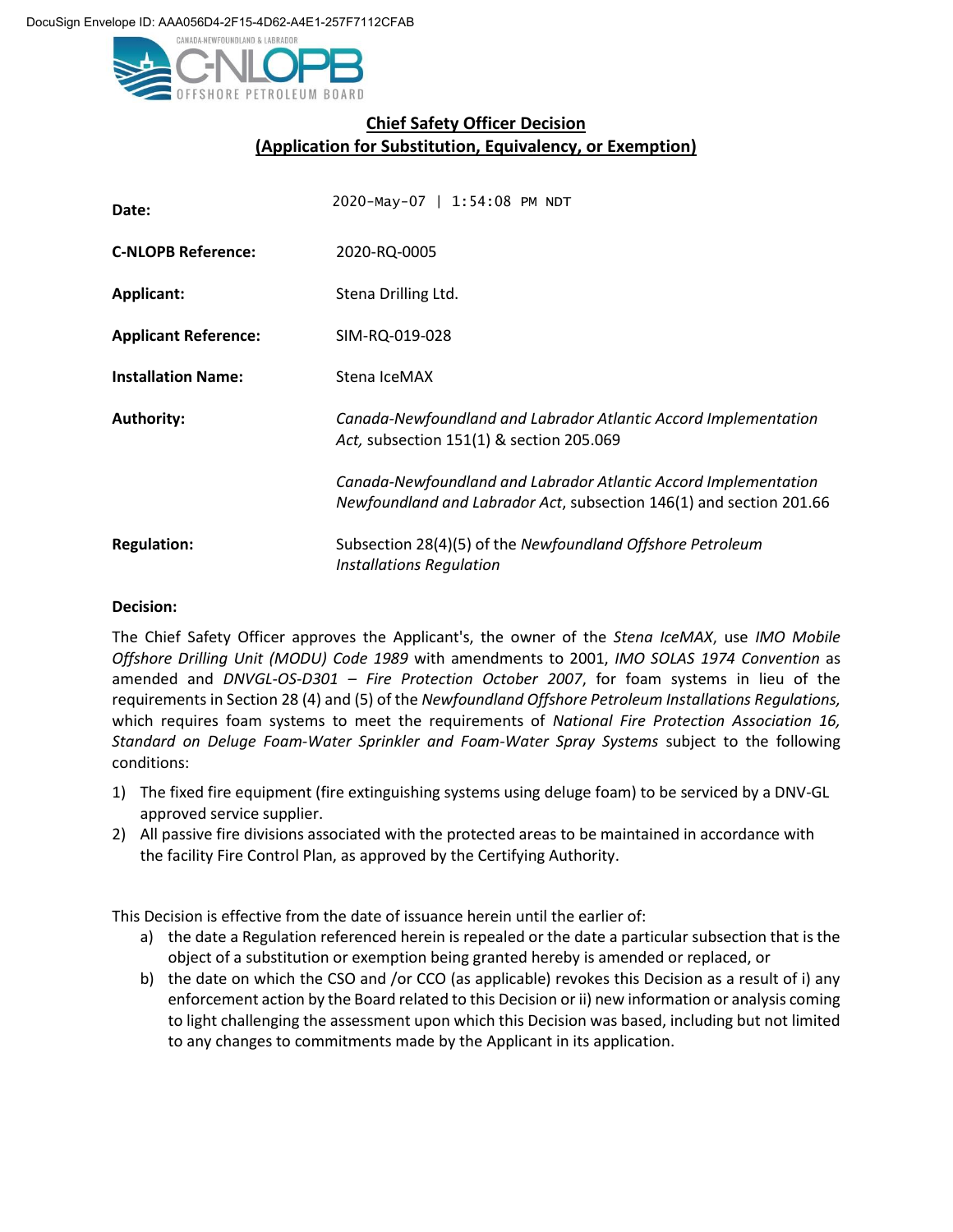DocuSign Envelope ID: AAA056D4-2F15-4D62-A4E1-257F7112CFAB

CANADA-NEWFOUNDLAND & LABRADOR
C-NLOPB
OFFSHORE PETROLEUM BOARD

## Chief Safety Officer Decision
## (Application for Substitution, Equivalency, or Exemption)

| | |
|---|---|
| **Date:** | 2020-May-07 \| 1:54:08 PM NDT |
| **C-NLOPB Reference:** | 2020-RQ-0005 |
| **Applicant:** | Stena Drilling Ltd. |
| **Applicant Reference:** | SIM-RQ-019-028 |
| **Installation Name:** | Stena IceMAX |
| **Authority:** | *Canada-Newfoundland and Labrador Atlantic Accord Implementation Act,* subsection 151(1) & section 205.069<br><br>*Canada-Newfoundland and Labrador Atlantic Accord Implementation Newfoundland and Labrador Act*, subsection 146(1) and section 201.66 |
| **Regulation:** | Subsection 28(4)(5) of the *Newfoundland Offshore Petroleum Installations Regulation* |

**Decision:**

The Chief Safety Officer approves the Applicant's, the owner of the *Stena IceMAX*, use *IMO Mobile Offshore Drilling Unit (MODU) Code 1989* with amendments to 2001, *IMO SOLAS 1974 Convention* as amended and *DNVGL-OS-D301 – Fire Protection October 2007*, for foam systems in lieu of the requirements in Section 28 (4) and (5) of the *Newfoundland Offshore Petroleum Installations Regulations,* which requires foam systems to meet the requirements of *National Fire Protection Association 16, Standard on Deluge Foam-Water Sprinkler and Foam-Water Spray Systems* subject to the following conditions:

1) The fixed fire equipment (fire extinguishing systems using deluge foam) to be serviced by a DNV-GL approved service supplier.
2) All passive fire divisions associated with the protected areas to be maintained in accordance with the facility Fire Control Plan, as approved by the Certifying Authority.

This Decision is effective from the date of issuance herein until the earlier of:

a) the date a Regulation referenced herein is repealed or the date a particular subsection that is the object of a substitution or exemption being granted hereby is amended or replaced, or
b) the date on which the CSO and /or CCO (as applicable) revokes this Decision as a result of i) any enforcement action by the Board related to this Decision or ii) new information or analysis coming to light challenging the assessment upon which this Decision was based, including but not limited to any changes to commitments made by the Applicant in its application.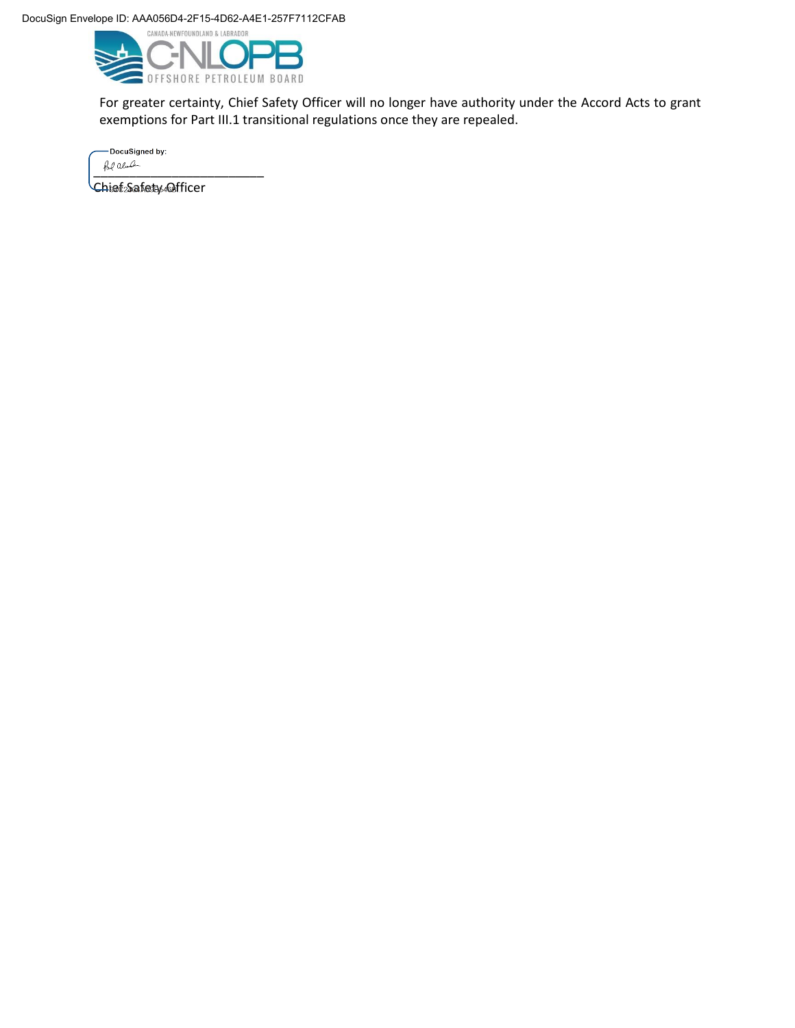For greater certainty, Chief Safety Officer will no longer have authority under the Accord Acts to grant exemptions for Part III.1 transitional regulations once they are repealed.

DocuSigned by:

\_\_\_\_\_\_\_\_\_\_\_\_\_\_\_\_\_\_\_\_\_\_\_\_\_\_\_\_

Chief Safety Officer